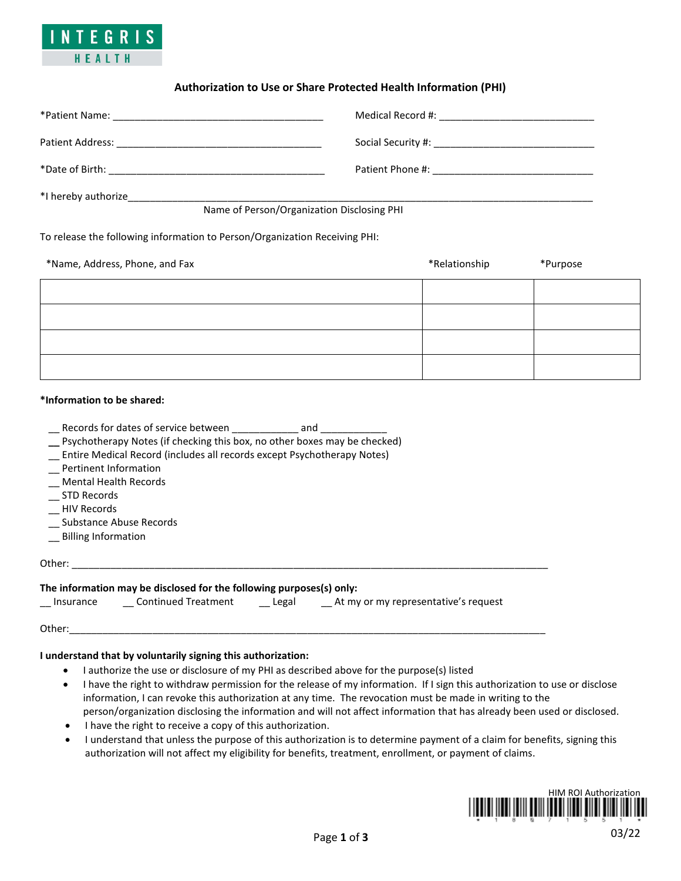INTEGRIS HEALTH

## Authorization to Use or Share Protected Health Information (PHI)

*Patient Name: ______________________________________ Medical Record #: ____________________________

Patient Address: _____________________________________ Social Security #: _____________________________

*Date of Birth: _______________________________________ Patient Phone #: ______________________________

*I hereby authorize_________________________________________________________________________________
Name of Person/Organization Disclosing PHI

To release the following information to Person/Organization Receiving PHI:

| *Name, Address, Phone, and Fax | *Relationship | *Purpose |
|---|---|---|
| | | |
| | | |
| | | |
| | | |

**\*Information to be shared:**

__ Records for dates of service between ____________ and ____________
__ Psychotherapy Notes (if checking this box, no other boxes may be checked)
__ Entire Medical Record (includes all records except Psychotherapy Notes)
__ Pertinent Information
__ Mental Health Records
__ STD Records
__ HIV Records
__ Substance Abuse Records
__ Billing Information

Other: ____________________________________________________________________________________________

**The information may be disclosed for the following purposes(s) only:**
__ Insurance __ Continued Treatment __ Legal __ At my or my representative's request

Other:____________________________________________________________________________________________

**I understand that by voluntarily signing this authorization:**

- I authorize the use or disclosure of my PHI as described above for the purpose(s) listed
- I have the right to withdraw permission for the release of my information. If I sign this authorization to use or disclose information, I can revoke this authorization at any time. The revocation must be made in writing to the person/organization disclosing the information and will not affect information that has already been used or disclosed.
- I have the right to receive a copy of this authorization.
- I understand that unless the purpose of this authorization is to determine payment of a claim for benefits, signing this authorization will not affect my eligibility for benefits, treatment, enrollment, or payment of claims.

HIM ROI Authorization
*1867155 1*
03/22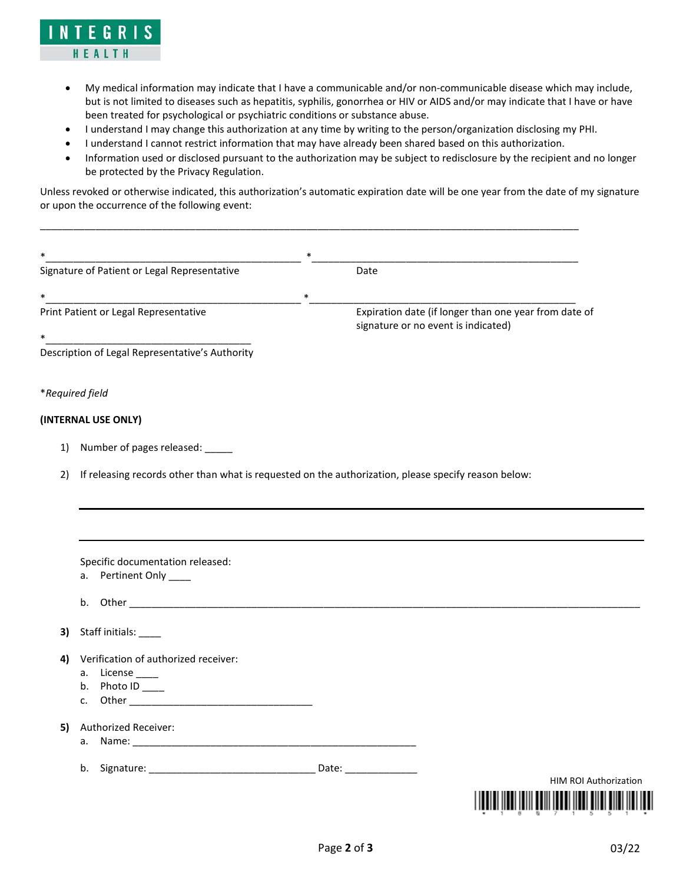- My medical information may indicate that I have a communicable and/or non-communicable disease which may include, but is not limited to diseases such as hepatitis, syphilis, gonorrhea or HIV or AIDS and/or may indicate that I have or have been treated for psychological or psychiatric conditions or substance abuse.
- I understand I may change this authorization at any time by writing to the person/organization disclosing my PHI.
- I understand I cannot restrict information that may have already been shared based on this authorization.
- Information used or disclosed pursuant to the authorization may be subject to redisclosure by the recipient and no longer be protected by the Privacy Regulation.

Unless revoked or otherwise indicated, this authorization's automatic expiration date will be one year from the date of my signature or upon the occurrence of the following event:

______________________________________________________________________________________________

*_____________________________________________ *_____________________________________________

Signature of Patient or Legal Representative — Date

*_____________________________________________ *_____________________________________________

Print Patient or Legal Representative — Expiration date (if longer than one year from date of signature or no event is indicated)

*____________________________________

Description of Legal Representative's Authority

*Required field*

**(INTERNAL USE ONLY)**

1) Number of pages released: _____
2) If releasing records other than what is requested on the authorization, please specify reason below:

______________________________________________________________________________________________

______________________________________________________________________________________________

Specific documentation released:

a. Pertinent Only ____

b. Other ______________________________________________________________________________________

3) Staff initials: ____
4) Verification of authorized receiver:
   a. License ____
   b. Photo ID ____
   c. Other _________________________________
5) Authorized Receiver:
   a. Name: __________________________________________________
   b. Signature: ______________________________ Date: _____________

HIM ROI Authorization

*1807151*

03/22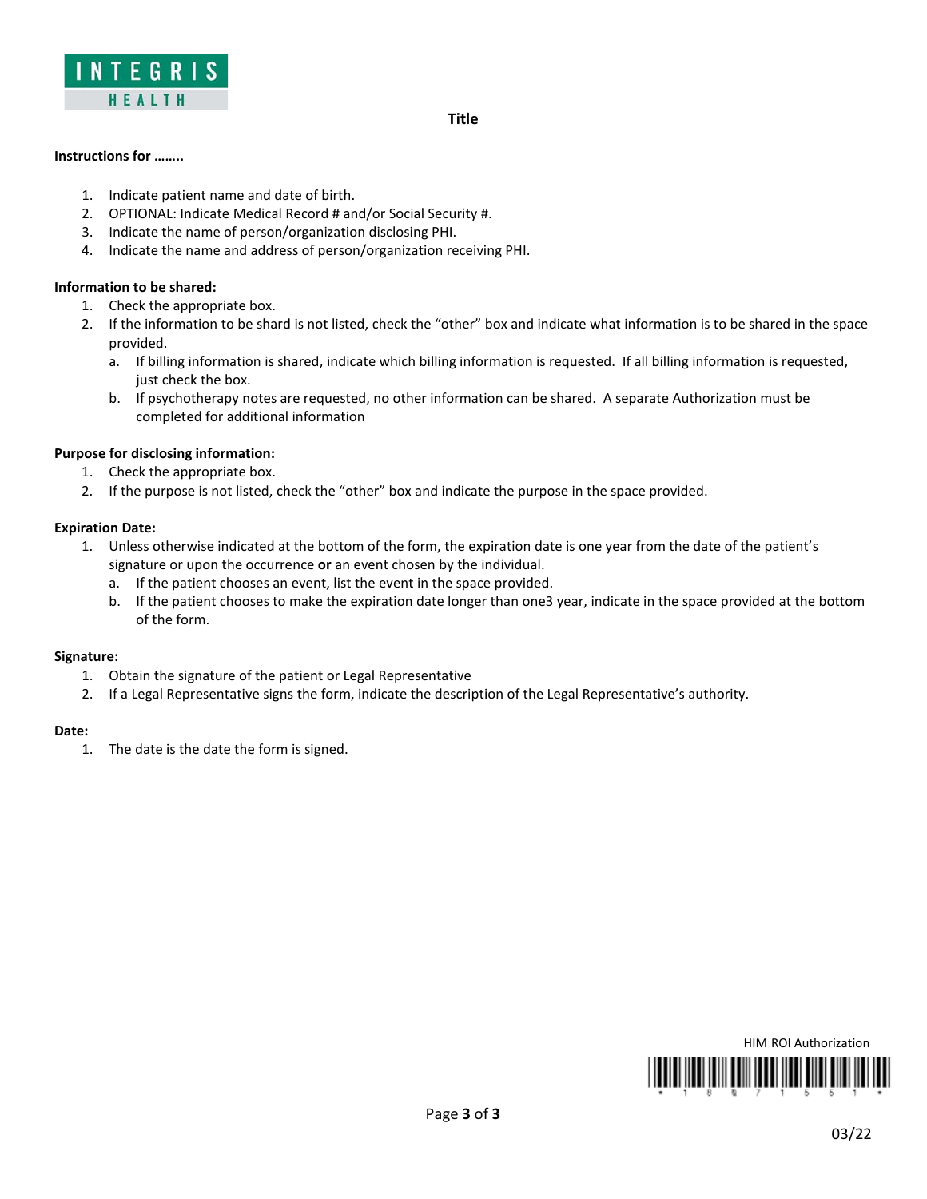INTEGRIS HEALTH

# Title

**Instructions for ……..**

1. Indicate patient name and date of birth.
2. OPTIONAL: Indicate Medical Record # and/or Social Security #.
3. Indicate the name of person/organization disclosing PHI.
4. Indicate the name and address of person/organization receiving PHI.

**Information to be shared:**

1. Check the appropriate box.
2. If the information to be shard is not listed, check the "other" box and indicate what information is to be shared in the space provided.
   a. If billing information is shared, indicate which billing information is requested. If all billing information is requested, just check the box.
   b. If psychotherapy notes are requested, no other information can be shared. A separate Authorization must be completed for additional information

**Purpose for disclosing information:**

1. Check the appropriate box.
2. If the purpose is not listed, check the "other" box and indicate the purpose in the space provided.

**Expiration Date:**

1. Unless otherwise indicated at the bottom of the form, the expiration date is one year from the date of the patient's signature or upon the occurrence **or** an event chosen by the individual.
   a. If the patient chooses an event, list the event in the space provided.
   b. If the patient chooses to make the expiration date longer than one3 year, indicate in the space provided at the bottom of the form.

**Signature:**

1. Obtain the signature of the patient or Legal Representative
2. If a Legal Representative signs the form, indicate the description of the Legal Representative's authority.

**Date:**

1. The date is the date the form is signed.

HIM ROI Authorization

\*1887151\*

03/22